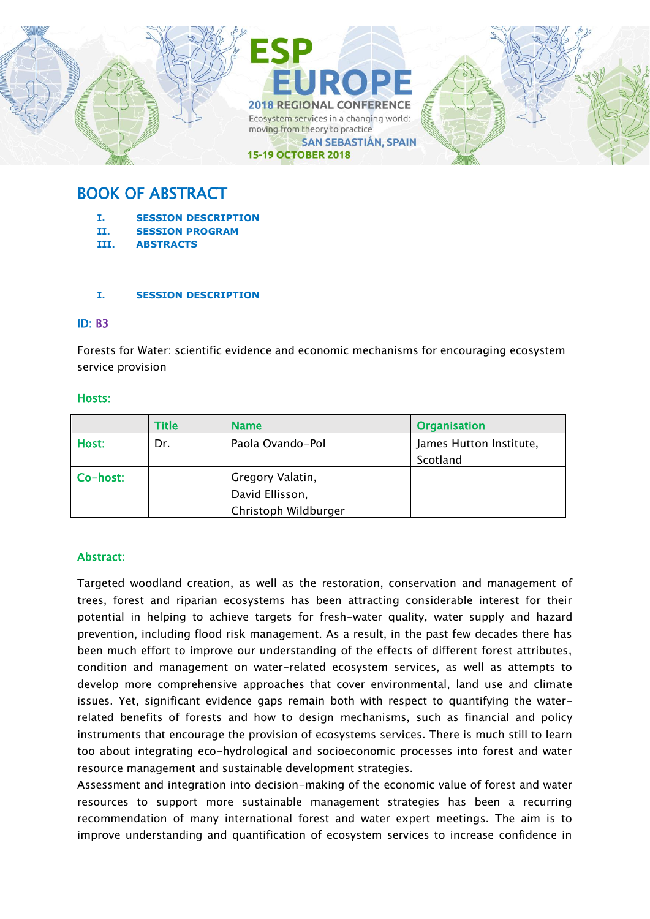ESP EUROPE

2018 REGIONAL CONFERENCE

Ecosystem services in a changing world: moving from theory to practice

SAN SEBASTIÁN, SPAIN

15-19 OCTOBER 2018

# BOOK OF ABSTRACT

I. SESSION DESCRIPTION
II. SESSION PROGRAM
III. ABSTRACTS

## I. SESSION DESCRIPTION

**ID: B3**

Forests for Water: scientific evidence and economic mechanisms for encouraging ecosystem service provision

### Hosts:

| | Title | Name | Organisation |
|---|---|---|---|
| Host: | Dr. | Paola Ovando-Pol | James Hutton Institute, Scotland |
| Co-host: | | Gregory Valatin, David Ellisson, Christoph Wildburger | |

### Abstract:

Targeted woodland creation, as well as the restoration, conservation and management of trees, forest and riparian ecosystems has been attracting considerable interest for their potential in helping to achieve targets for fresh-water quality, water supply and hazard prevention, including flood risk management. As a result, in the past few decades there has been much effort to improve our understanding of the effects of different forest attributes, condition and management on water-related ecosystem services, as well as attempts to develop more comprehensive approaches that cover environmental, land use and climate issues. Yet, significant evidence gaps remain both with respect to quantifying the water-related benefits of forests and how to design mechanisms, such as financial and policy instruments that encourage the provision of ecosystems services. There is much still to learn too about integrating eco-hydrological and socioeconomic processes into forest and water resource management and sustainable development strategies.

Assessment and integration into decision-making of the economic value of forest and water resources to support more sustainable management strategies has been a recurring recommendation of many international forest and water expert meetings. The aim is to improve understanding and quantification of ecosystem services to increase confidence in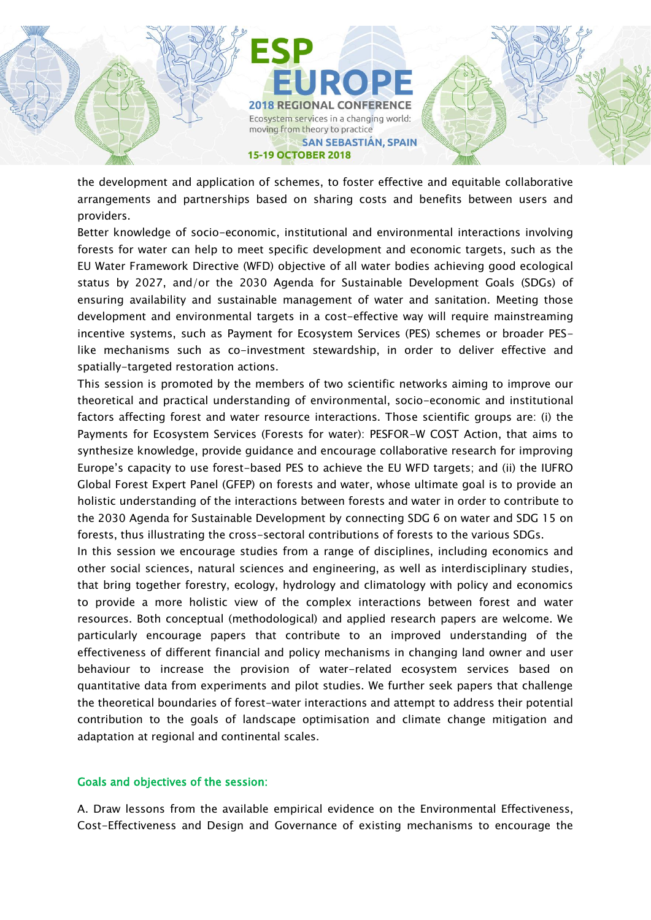the development and application of schemes, to foster effective and equitable collaborative arrangements and partnerships based on sharing costs and benefits between users and providers.

Better knowledge of socio-economic, institutional and environmental interactions involving forests for water can help to meet specific development and economic targets, such as the EU Water Framework Directive (WFD) objective of all water bodies achieving good ecological status by 2027, and/or the 2030 Agenda for Sustainable Development Goals (SDGs) of ensuring availability and sustainable management of water and sanitation. Meeting those development and environmental targets in a cost-effective way will require mainstreaming incentive systems, such as Payment for Ecosystem Services (PES) schemes or broader PES-like mechanisms such as co-investment stewardship, in order to deliver effective and spatially-targeted restoration actions.

This session is promoted by the members of two scientific networks aiming to improve our theoretical and practical understanding of environmental, socio-economic and institutional factors affecting forest and water resource interactions. Those scientific groups are: (i) the Payments for Ecosystem Services (Forests for water): PESFOR-W COST Action, that aims to synthesize knowledge, provide guidance and encourage collaborative research for improving Europe's capacity to use forest-based PES to achieve the EU WFD targets; and (ii) the IUFRO Global Forest Expert Panel (GFEP) on forests and water, whose ultimate goal is to provide an holistic understanding of the interactions between forests and water in order to contribute to the 2030 Agenda for Sustainable Development by connecting SDG 6 on water and SDG 15 on forests, thus illustrating the cross-sectoral contributions of forests to the various SDGs.

In this session we encourage studies from a range of disciplines, including economics and other social sciences, natural sciences and engineering, as well as interdisciplinary studies, that bring together forestry, ecology, hydrology and climatology with policy and economics to provide a more holistic view of the complex interactions between forest and water resources. Both conceptual (methodological) and applied research papers are welcome. We particularly encourage papers that contribute to an improved understanding of the effectiveness of different financial and policy mechanisms in changing land owner and user behaviour to increase the provision of water-related ecosystem services based on quantitative data from experiments and pilot studies. We further seek papers that challenge the theoretical boundaries of forest-water interactions and attempt to address their potential contribution to the goals of landscape optimisation and climate change mitigation and adaptation at regional and continental scales.

### Goals and objectives of the session:

A. Draw lessons from the available empirical evidence on the Environmental Effectiveness, Cost-Effectiveness and Design and Governance of existing mechanisms to encourage the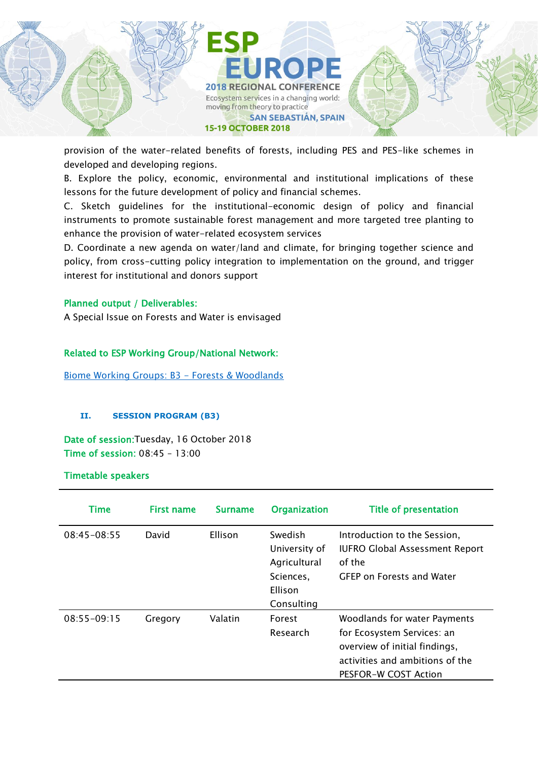provision of the water-related benefits of forests, including PES and PES-like schemes in developed and developing regions.

B. Explore the policy, economic, environmental and institutional implications of these lessons for the future development of policy and financial schemes.

C. Sketch guidelines for the institutional-economic design of policy and financial instruments to promote sustainable forest management and more targeted tree planting to enhance the provision of water-related ecosystem services

D. Coordinate a new agenda on water/land and climate, for bringing together science and policy, from cross-cutting policy integration to implementation on the ground, and trigger interest for institutional and donors support

**Planned output / Deliverables:**

A Special Issue on Forests and Water is envisaged

**Related to ESP Working Group/National Network:**

Biome Working Groups: B3 - Forests & Woodlands

## II. SESSION PROGRAM (B3)

**Date of session:** Tuesday, 16 October 2018

**Time of session:** 08:45 – 13:00

**Timetable speakers**

| Time | First name | Surname | Organization | Title of presentation |
|---|---|---|---|---|
| 08:45-08:55 | David | Ellison | Swedish University of Agricultural Sciences, Ellison Consulting | Introduction to the Session, IUFRO Global Assessment Report of the GFEP on Forests and Water |
| 08:55-09:15 | Gregory | Valatin | Forest Research | Woodlands for water Payments for Ecosystem Services: an overview of initial findings, activities and ambitions of the PESFOR-W COST Action |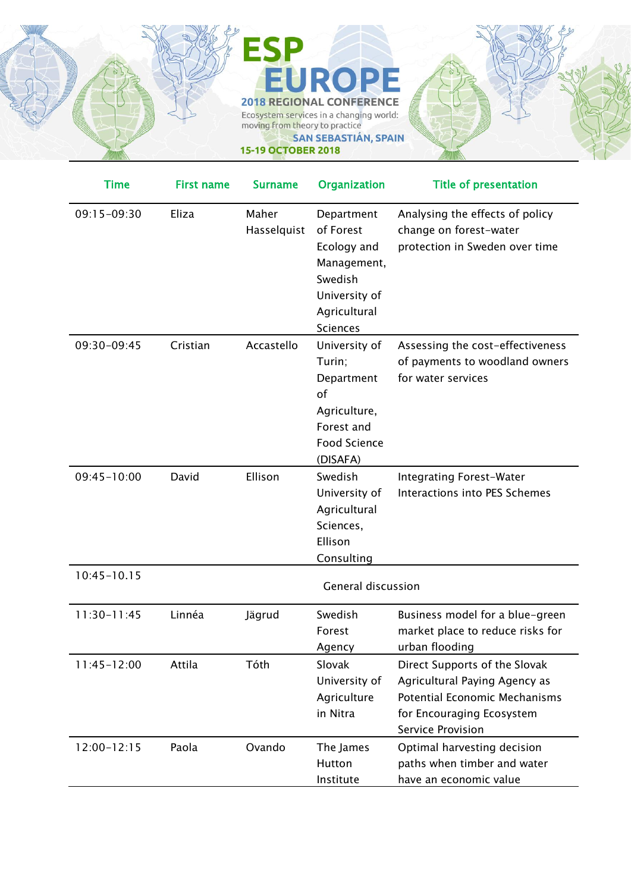| Time | First name | Surname | Organization | Title of presentation |
|---|---|---|---|---|
| 09:15-09:30 | Eliza | Maher Hasselquist | Department of Forest Ecology and Management, Swedish University of Agricultural Sciences | Analysing the effects of policy change on forest-water protection in Sweden over time |
| 09:30-09:45 | Cristian | Accastello | University of Turin; Department of Agriculture, Forest and Food Science (DISAFA) | Assessing the cost-effectiveness of payments to woodland owners for water services |
| 09:45-10:00 | David | Ellison | Swedish University of Agricultural Sciences, Ellison Consulting | Integrating Forest-Water Interactions into PES Schemes |
| 10:45-10.15 | | | General discussion | |
| 11:30-11:45 | Linnéa | Jägrud | Swedish Forest Agency | Business model for a blue-green market place to reduce risks for urban flooding |
| 11:45-12:00 | Attila | Tóth | Slovak University of Agriculture in Nitra | Direct Supports of the Slovak Agricultural Paying Agency as Potential Economic Mechanisms for Encouraging Ecosystem Service Provision |
| 12:00-12:15 | Paola | Ovando | The James Hutton Institute | Optimal harvesting decision paths when timber and water have an economic value |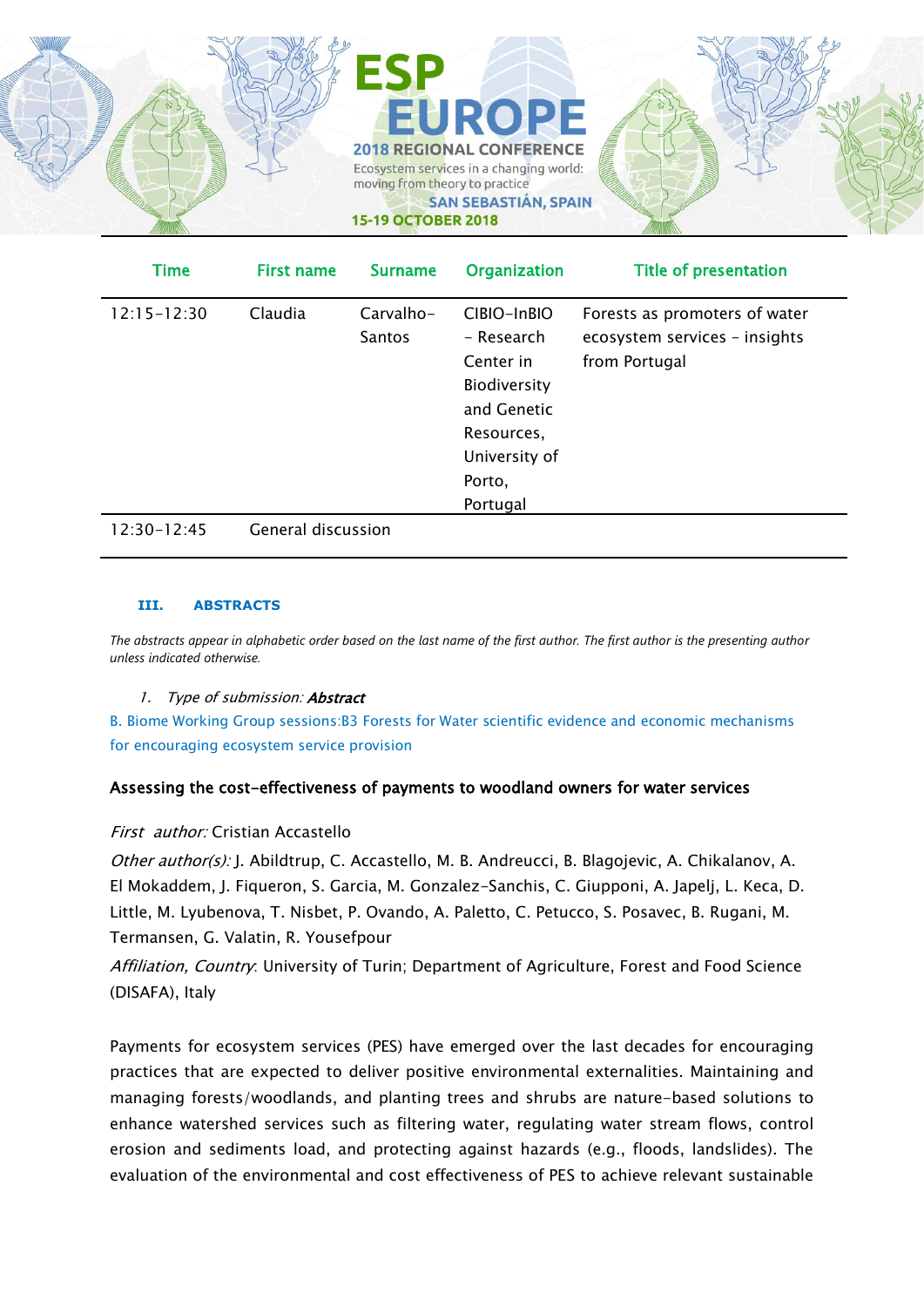| Time | First name | Surname | Organization | Title of presentation |
|---|---|---|---|---|
| 12:15-12:30 | Claudia | Carvalho-Santos | CIBIO-InBIO - Research Center in Biodiversity and Genetic Resources, University of Porto, Portugal | Forests as promoters of water ecosystem services - insights from Portugal |
| 12:30-12:45 | General discussion | | | |

## III. ABSTRACTS

*The abstracts appear in alphabetic order based on the last name of the first author. The first author is the presenting author unless indicated otherwise.*

1. *Type of submission:* ***Abstract***

B. Biome Working Group sessions:B3 Forests for Water scientific evidence and economic mechanisms for encouraging ecosystem service provision

### Assessing the cost-effectiveness of payments to woodland owners for water services

*First author:* Cristian Accastello

*Other author(s):* J. Abildtrup, C. Accastello, M. B. Andreucci, B. Blagojevic, A. Chikalanov, A. El Mokaddem, J. Fiqueron, S. Garcia, M. Gonzalez-Sanchis, C. Giupponi, A. Japelj, L. Keca, D. Little, M. Lyubenova, T. Nisbet, P. Ovando, A. Paletto, C. Petucco, S. Posavec, B. Rugani, M. Termansen, G. Valatin, R. Yousefpour

*Affiliation, Country*: University of Turin; Department of Agriculture, Forest and Food Science (DISAFA), Italy

Payments for ecosystem services (PES) have emerged over the last decades for encouraging practices that are expected to deliver positive environmental externalities. Maintaining and managing forests/woodlands, and planting trees and shrubs are nature-based solutions to enhance watershed services such as filtering water, regulating water stream flows, control erosion and sediments load, and protecting against hazards (e.g., floods, landslides). The evaluation of the environmental and cost effectiveness of PES to achieve relevant sustainable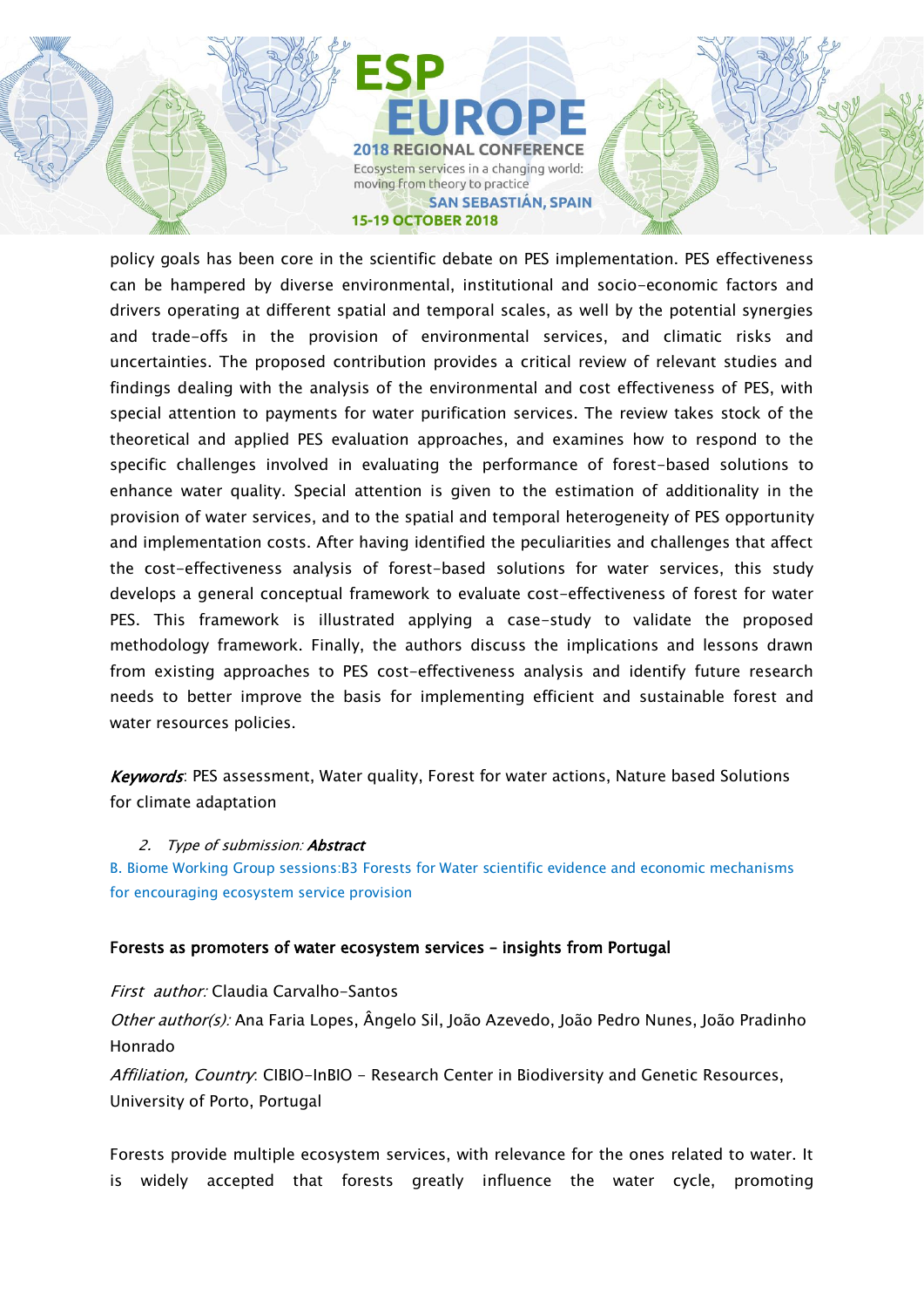policy goals has been core in the scientific debate on PES implementation. PES effectiveness can be hampered by diverse environmental, institutional and socio-economic factors and drivers operating at different spatial and temporal scales, as well by the potential synergies and trade-offs in the provision of environmental services, and climatic risks and uncertainties. The proposed contribution provides a critical review of relevant studies and findings dealing with the analysis of the environmental and cost effectiveness of PES, with special attention to payments for water purification services. The review takes stock of the theoretical and applied PES evaluation approaches, and examines how to respond to the specific challenges involved in evaluating the performance of forest-based solutions to enhance water quality. Special attention is given to the estimation of additionality in the provision of water services, and to the spatial and temporal heterogeneity of PES opportunity and implementation costs. After having identified the peculiarities and challenges that affect the cost-effectiveness analysis of forest-based solutions for water services, this study develops a general conceptual framework to evaluate cost-effectiveness of forest for water PES. This framework is illustrated applying a case-study to validate the proposed methodology framework. Finally, the authors discuss the implications and lessons drawn from existing approaches to PES cost-effectiveness analysis and identify future research needs to better improve the basis for implementing efficient and sustainable forest and water resources policies.

***Keywords***: PES assessment, Water quality, Forest for water actions, Nature based Solutions for climate adaptation

2. *Type of submission:* ***Abstract***

B. Biome Working Group sessions:B3 Forests for Water scientific evidence and economic mechanisms for encouraging ecosystem service provision

**Forests as promoters of water ecosystem services – insights from Portugal**

*First author:* Claudia Carvalho-Santos

*Other author(s):* Ana Faria Lopes, Ângelo Sil, João Azevedo, João Pedro Nunes, João Pradinho Honrado

*Affiliation, Country*: CIBIO-InBIO - Research Center in Biodiversity and Genetic Resources, University of Porto, Portugal

Forests provide multiple ecosystem services, with relevance for the ones related to water. It is widely accepted that forests greatly influence the water cycle, promoting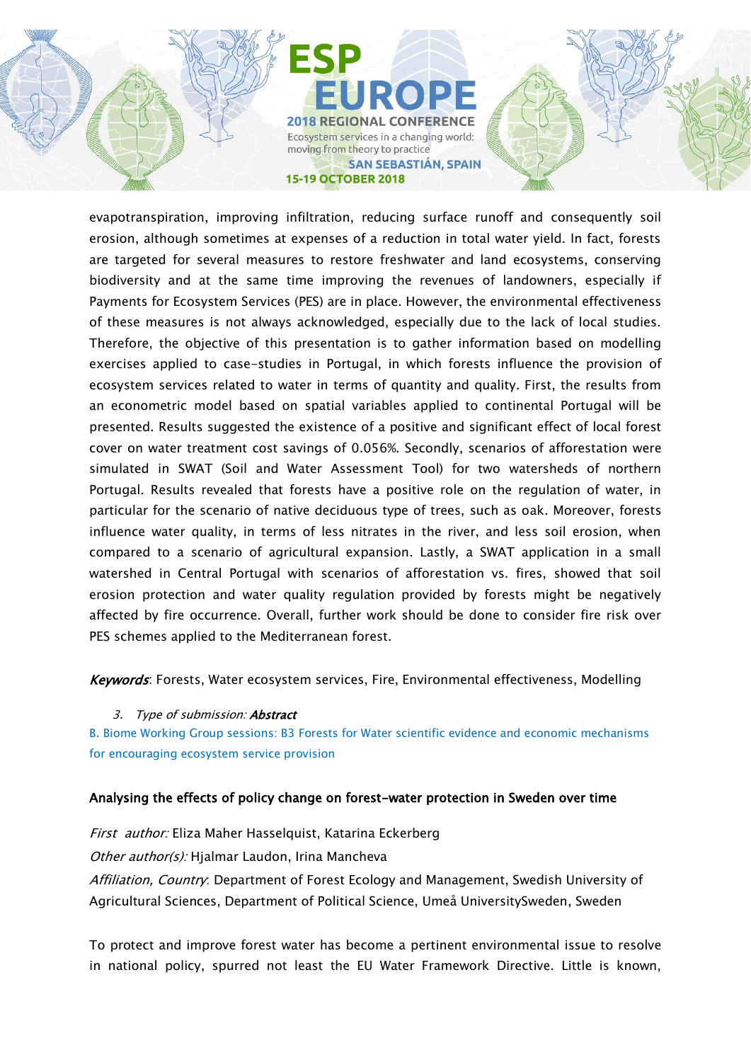evapotranspiration, improving infiltration, reducing surface runoff and consequently soil erosion, although sometimes at expenses of a reduction in total water yield. In fact, forests are targeted for several measures to restore freshwater and land ecosystems, conserving biodiversity and at the same time improving the revenues of landowners, especially if Payments for Ecosystem Services (PES) are in place. However, the environmental effectiveness of these measures is not always acknowledged, especially due to the lack of local studies. Therefore, the objective of this presentation is to gather information based on modelling exercises applied to case-studies in Portugal, in which forests influence the provision of ecosystem services related to water in terms of quantity and quality. First, the results from an econometric model based on spatial variables applied to continental Portugal will be presented. Results suggested the existence of a positive and significant effect of local forest cover on water treatment cost savings of 0.056%. Secondly, scenarios of afforestation were simulated in SWAT (Soil and Water Assessment Tool) for two watersheds of northern Portugal. Results revealed that forests have a positive role on the regulation of water, in particular for the scenario of native deciduous type of trees, such as oak. Moreover, forests influence water quality, in terms of less nitrates in the river, and less soil erosion, when compared to a scenario of agricultural expansion. Lastly, a SWAT application in a small watershed in Central Portugal with scenarios of afforestation vs. fires, showed that soil erosion protection and water quality regulation provided by forests might be negatively affected by fire occurrence. Overall, further work should be done to consider fire risk over PES schemes applied to the Mediterranean forest.

***Keywords***: Forests, Water ecosystem services, Fire, Environmental effectiveness, Modelling

3. *Type of submission:* ***Abstract***

B. Biome Working Group sessions: B3 Forests for Water scientific evidence and economic mechanisms for encouraging ecosystem service provision

**Analysing the effects of policy change on forest-water protection in Sweden over time**

*First author:* Eliza Maher Hasselquist, Katarina Eckerberg

*Other author(s):* Hjalmar Laudon, Irina Mancheva

*Affiliation, Country*: Department of Forest Ecology and Management, Swedish University of Agricultural Sciences, Department of Political Science, Umeå UniversitySweden, Sweden

To protect and improve forest water has become a pertinent environmental issue to resolve in national policy, spurred not least the EU Water Framework Directive. Little is known,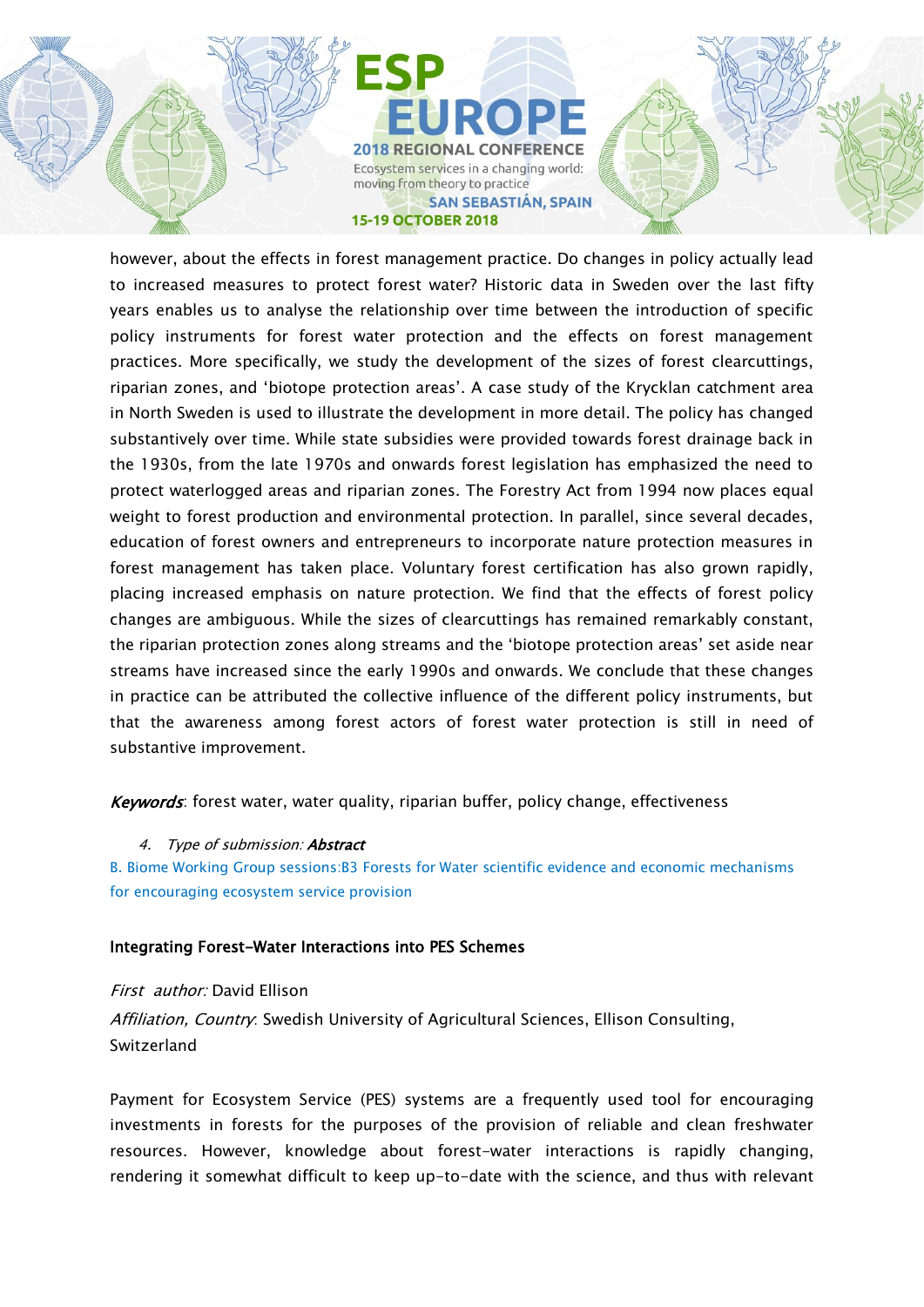however, about the effects in forest management practice. Do changes in policy actually lead to increased measures to protect forest water? Historic data in Sweden over the last fifty years enables us to analyse the relationship over time between the introduction of specific policy instruments for forest water protection and the effects on forest management practices. More specifically, we study the development of the sizes of forest clearcuttings, riparian zones, and 'biotope protection areas'. A case study of the Krycklan catchment area in North Sweden is used to illustrate the development in more detail. The policy has changed substantively over time. While state subsidies were provided towards forest drainage back in the 1930s, from the late 1970s and onwards forest legislation has emphasized the need to protect waterlogged areas and riparian zones. The Forestry Act from 1994 now places equal weight to forest production and environmental protection. In parallel, since several decades, education of forest owners and entrepreneurs to incorporate nature protection measures in forest management has taken place. Voluntary forest certification has also grown rapidly, placing increased emphasis on nature protection. We find that the effects of forest policy changes are ambiguous. While the sizes of clearcuttings has remained remarkably constant, the riparian protection zones along streams and the 'biotope protection areas' set aside near streams have increased since the early 1990s and onwards. We conclude that these changes in practice can be attributed the collective influence of the different policy instruments, but that the awareness among forest actors of forest water protection is still in need of substantive improvement.

***Keywords***: forest water, water quality, riparian buffer, policy change, effectiveness

4. *Type of submission:* ***Abstract***

B. Biome Working Group sessions:B3 Forests for Water scientific evidence and economic mechanisms for encouraging ecosystem service provision

**Integrating Forest-Water Interactions into PES Schemes**

*First author:* David Ellison

*Affiliation, Country*: Swedish University of Agricultural Sciences, Ellison Consulting, Switzerland

Payment for Ecosystem Service (PES) systems are a frequently used tool for encouraging investments in forests for the purposes of the provision of reliable and clean freshwater resources. However, knowledge about forest-water interactions is rapidly changing, rendering it somewhat difficult to keep up-to-date with the science, and thus with relevant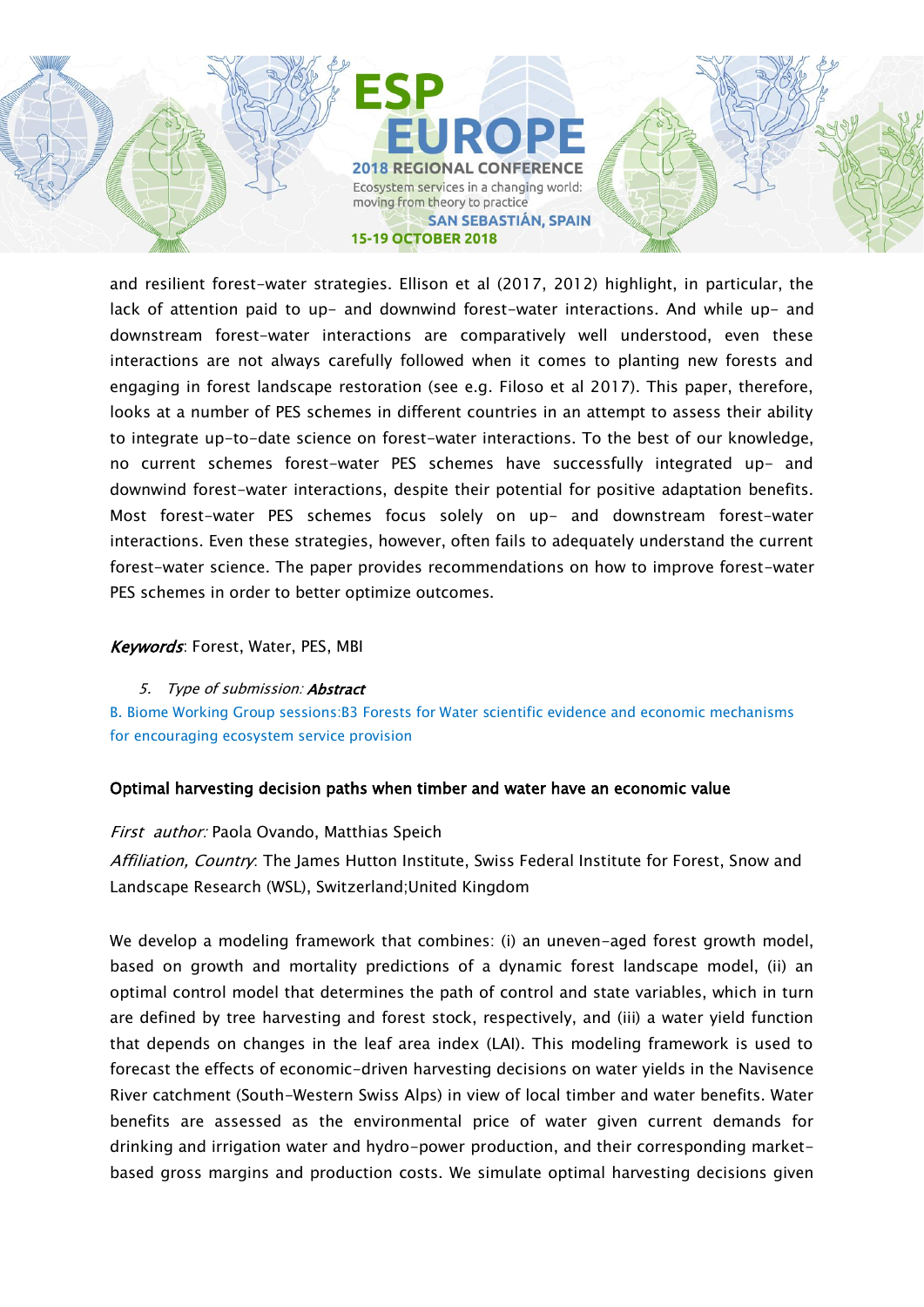and resilient forest-water strategies. Ellison et al (2017, 2012) highlight, in particular, the lack of attention paid to up- and downwind forest-water interactions. And while up- and downstream forest-water interactions are comparatively well understood, even these interactions are not always carefully followed when it comes to planting new forests and engaging in forest landscape restoration (see e.g. Filoso et al 2017). This paper, therefore, looks at a number of PES schemes in different countries in an attempt to assess their ability to integrate up-to-date science on forest-water interactions. To the best of our knowledge, no current schemes forest-water PES schemes have successfully integrated up- and downwind forest-water interactions, despite their potential for positive adaptation benefits. Most forest-water PES schemes focus solely on up- and downstream forest-water interactions. Even these strategies, however, often fails to adequately understand the current forest-water science. The paper provides recommendations on how to improve forest-water PES schemes in order to better optimize outcomes.

*Keywords*: Forest, Water, PES, MBI

5. *Type of submission:* ***Abstract***

B. Biome Working Group sessions:B3 Forests for Water scientific evidence and economic mechanisms for encouraging ecosystem service provision

### Optimal harvesting decision paths when timber and water have an economic value

*First author:* Paola Ovando, Matthias Speich

*Affiliation, Country*: The James Hutton Institute, Swiss Federal Institute for Forest, Snow and Landscape Research (WSL), Switzerland;United Kingdom

We develop a modeling framework that combines: (i) an uneven-aged forest growth model, based on growth and mortality predictions of a dynamic forest landscape model, (ii) an optimal control model that determines the path of control and state variables, which in turn are defined by tree harvesting and forest stock, respectively, and (iii) a water yield function that depends on changes in the leaf area index (LAI). This modeling framework is used to forecast the effects of economic-driven harvesting decisions on water yields in the Navisence River catchment (South-Western Swiss Alps) in view of local timber and water benefits. Water benefits are assessed as the environmental price of water given current demands for drinking and irrigation water and hydro-power production, and their corresponding market-based gross margins and production costs. We simulate optimal harvesting decisions given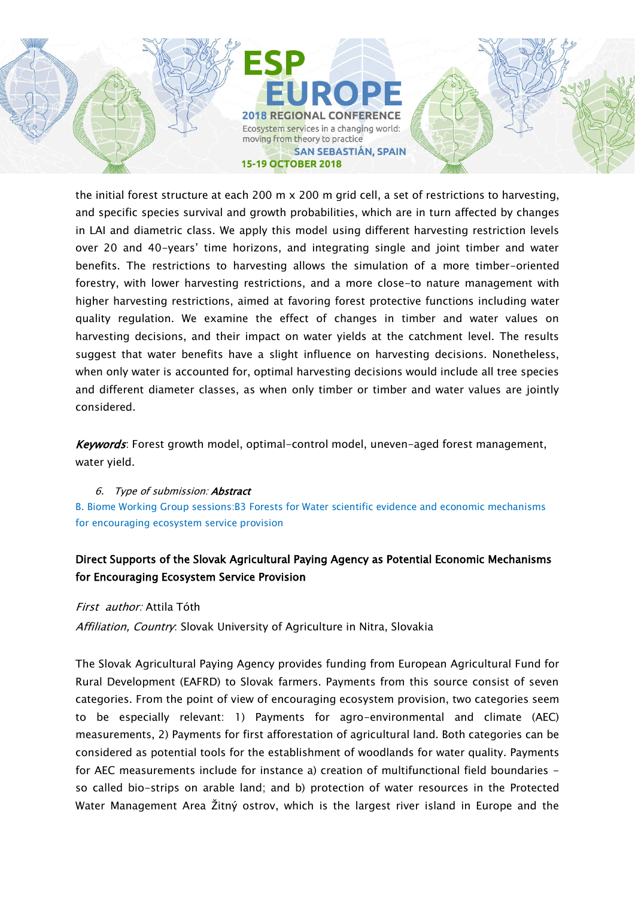the initial forest structure at each 200 m x 200 m grid cell, a set of restrictions to harvesting, and specific species survival and growth probabilities, which are in turn affected by changes in LAI and diametric class. We apply this model using different harvesting restriction levels over 20 and 40-years' time horizons, and integrating single and joint timber and water benefits. The restrictions to harvesting allows the simulation of a more timber-oriented forestry, with lower harvesting restrictions, and a more close-to nature management with higher harvesting restrictions, aimed at favoring forest protective functions including water quality regulation. We examine the effect of changes in timber and water values on harvesting decisions, and their impact on water yields at the catchment level. The results suggest that water benefits have a slight influence on harvesting decisions. Nonetheless, when only water is accounted for, optimal harvesting decisions would include all tree species and different diameter classes, as when only timber or timber and water values are jointly considered.

***Keywords***: Forest growth model, optimal-control model, uneven-aged forest management, water yield.

6. *Type of submission:* ***Abstract***

B. Biome Working Group sessions:B3 Forests for Water scientific evidence and economic mechanisms for encouraging ecosystem service provision

**Direct Supports of the Slovak Agricultural Paying Agency as Potential Economic Mechanisms for Encouraging Ecosystem Service Provision**

*First author:* Attila Tóth

*Affiliation, Country*: Slovak University of Agriculture in Nitra, Slovakia

The Slovak Agricultural Paying Agency provides funding from European Agricultural Fund for Rural Development (EAFRD) to Slovak farmers. Payments from this source consist of seven categories. From the point of view of encouraging ecosystem provision, two categories seem to be especially relevant: 1) Payments for agro-environmental and climate (AEC) measurements, 2) Payments for first afforestation of agricultural land. Both categories can be considered as potential tools for the establishment of woodlands for water quality. Payments for AEC measurements include for instance a) creation of multifunctional field boundaries - so called bio-strips on arable land; and b) protection of water resources in the Protected Water Management Area Žitný ostrov, which is the largest river island in Europe and the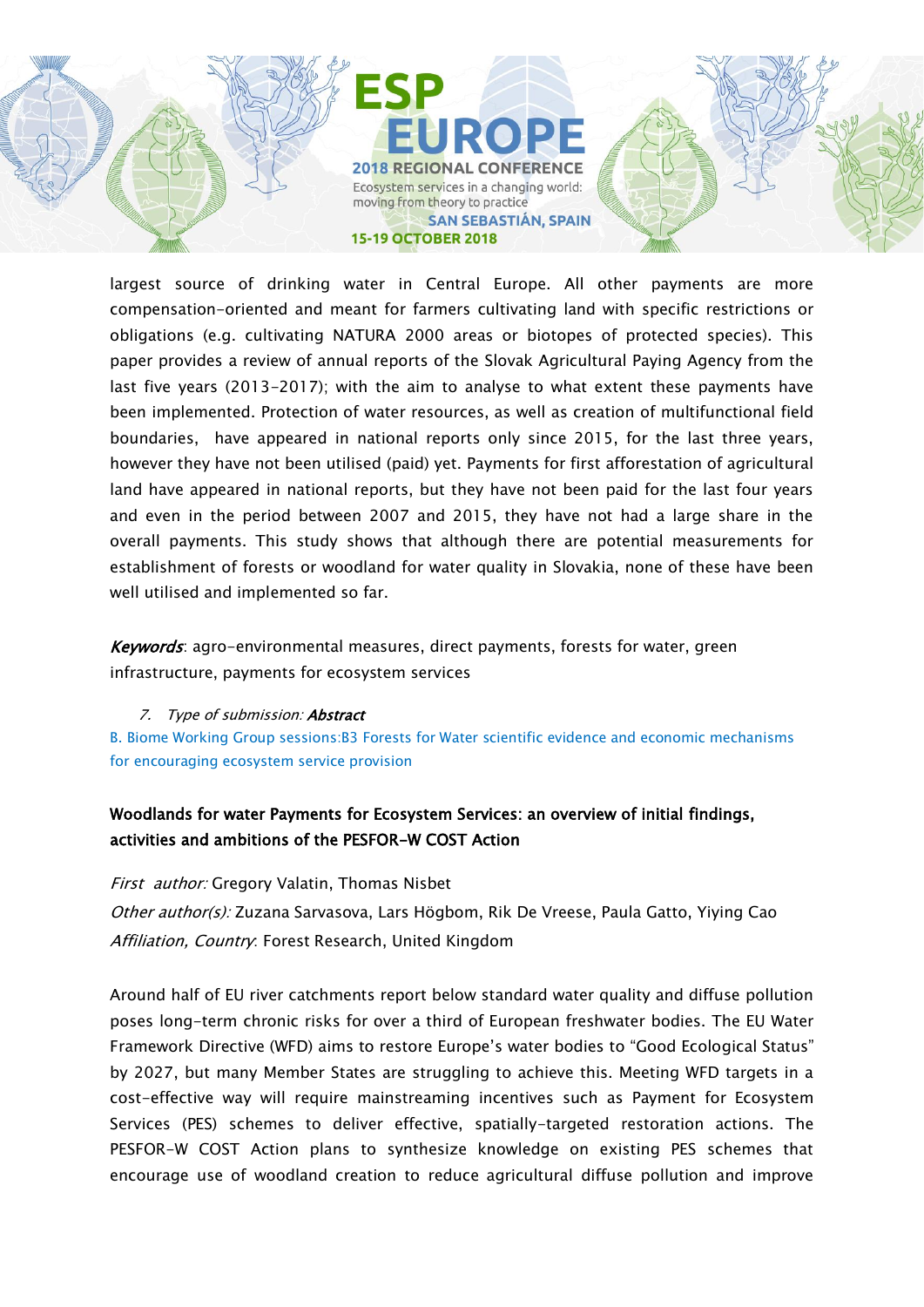largest source of drinking water in Central Europe. All other payments are more compensation-oriented and meant for farmers cultivating land with specific restrictions or obligations (e.g. cultivating NATURA 2000 areas or biotopes of protected species). This paper provides a review of annual reports of the Slovak Agricultural Paying Agency from the last five years (2013-2017); with the aim to analyse to what extent these payments have been implemented. Protection of water resources, as well as creation of multifunctional field boundaries, have appeared in national reports only since 2015, for the last three years, however they have not been utilised (paid) yet. Payments for first afforestation of agricultural land have appeared in national reports, but they have not been paid for the last four years and even in the period between 2007 and 2015, they have not had a large share in the overall payments. This study shows that although there are potential measurements for establishment of forests or woodland for water quality in Slovakia, none of these have been well utilised and implemented so far.

***Keywords***: agro-environmental measures, direct payments, forests for water, green infrastructure, payments for ecosystem services

7. *Type of submission:* ***Abstract***

B. Biome Working Group sessions: B3 Forests for Water scientific evidence and economic mechanisms for encouraging ecosystem service provision

**Woodlands for water Payments for Ecosystem Services: an overview of initial findings, activities and ambitions of the PESFOR-W COST Action**

*First author:* Gregory Valatin, Thomas Nisbet

*Other author(s):* Zuzana Sarvasova, Lars Högbom, Rik De Vreese, Paula Gatto, Yiying Cao

*Affiliation, Country*: Forest Research, United Kingdom

Around half of EU river catchments report below standard water quality and diffuse pollution poses long-term chronic risks for over a third of European freshwater bodies. The EU Water Framework Directive (WFD) aims to restore Europe's water bodies to "Good Ecological Status" by 2027, but many Member States are struggling to achieve this. Meeting WFD targets in a cost-effective way will require mainstreaming incentives such as Payment for Ecosystem Services (PES) schemes to deliver effective, spatially-targeted restoration actions. The PESFOR-W COST Action plans to synthesize knowledge on existing PES schemes that encourage use of woodland creation to reduce agricultural diffuse pollution and improve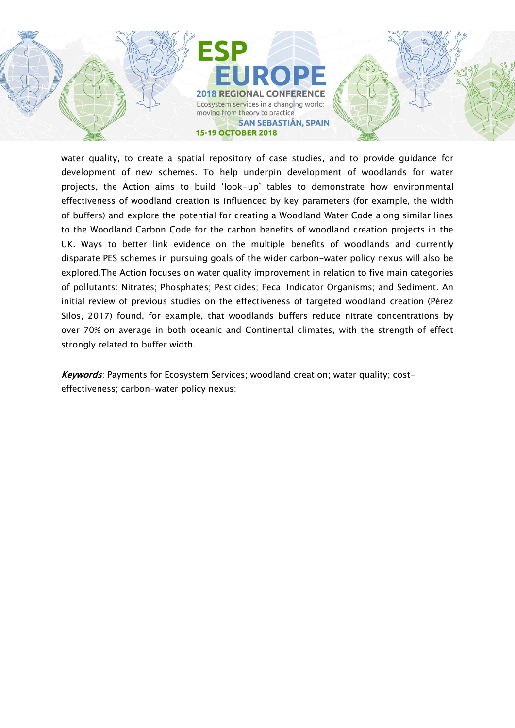water quality, to create a spatial repository of case studies, and to provide guidance for development of new schemes. To help underpin development of woodlands for water projects, the Action aims to build 'look-up' tables to demonstrate how environmental effectiveness of woodland creation is influenced by key parameters (for example, the width of buffers) and explore the potential for creating a Woodland Water Code along similar lines to the Woodland Carbon Code for the carbon benefits of woodland creation projects in the UK. Ways to better link evidence on the multiple benefits of woodlands and currently disparate PES schemes in pursuing goals of the wider carbon-water policy nexus will also be explored.The Action focuses on water quality improvement in relation to five main categories of pollutants: Nitrates; Phosphates; Pesticides; Fecal Indicator Organisms; and Sediment. An initial review of previous studies on the effectiveness of targeted woodland creation (Pérez Silos, 2017) found, for example, that woodlands buffers reduce nitrate concentrations by over 70% on average in both oceanic and Continental climates, with the strength of effect strongly related to buffer width.

*Keywords*: Payments for Ecosystem Services; woodland creation; water quality; cost-effectiveness; carbon-water policy nexus;